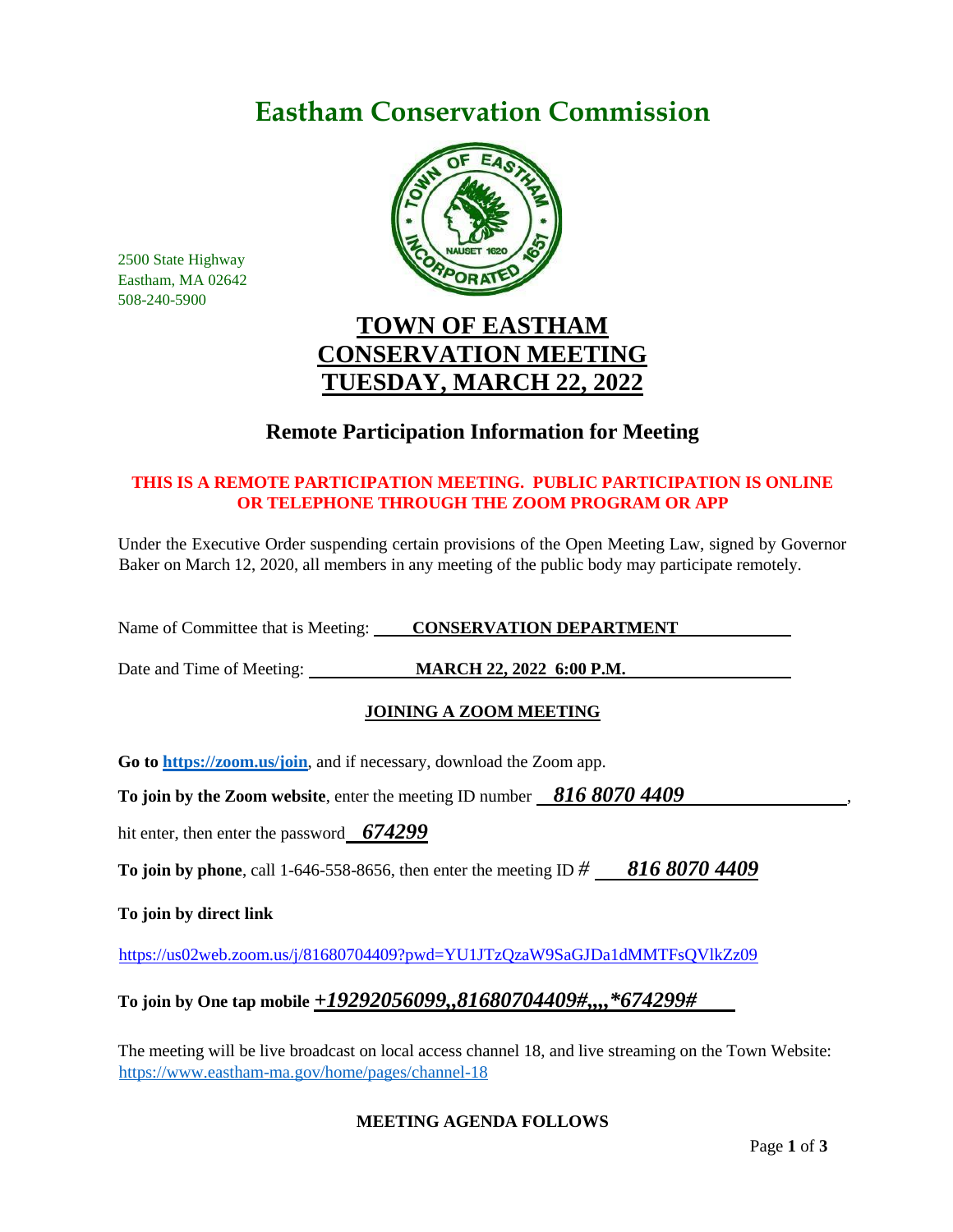# Eastham Conservation Commission

2500 State Highway
Eastham, MA 02642
508-240-5900

## TOWN OF EASTHAM
## CONSERVATION MEETING
## TUESDAY, MARCH 22, 2022

### Remote Participation Information for Meeting

**THIS IS A REMOTE PARTICIPATION MEETING. PUBLIC PARTICIPATION IS ONLINE OR TELEPHONE THROUGH THE ZOOM PROGRAM OR APP**

Under the Executive Order suspending certain provisions of the Open Meeting Law, signed by Governor Baker on March 12, 2020, all members in any meeting of the public body may participate remotely.

Name of Committee that is Meeting: **CONSERVATION DEPARTMENT**

Date and Time of Meeting: **MARCH 22, 2022 6:00 P.M.**

**JOINING A ZOOM MEETING**

**Go to https://zoom.us/join**, and if necessary, download the Zoom app.

**To join by the Zoom website**, enter the meeting ID number ***816 8070 4409***,

hit enter, then enter the password ***674299***

**To join by phone**, call 1-646-558-8656, then enter the meeting ID # ***816 8070 4409***

**To join by direct link**

https://us02web.zoom.us/j/81680704409?pwd=YU1JTzQzaW9SaGJDa1dMMTFsQVlkZz09

**To join by One tap mobile *+19292056099,,81680704409#,,,,*674299#***

The meeting will be live broadcast on local access channel 18, and live streaming on the Town Website: https://www.eastham-ma.gov/home/pages/channel-18

**MEETING AGENDA FOLLOWS**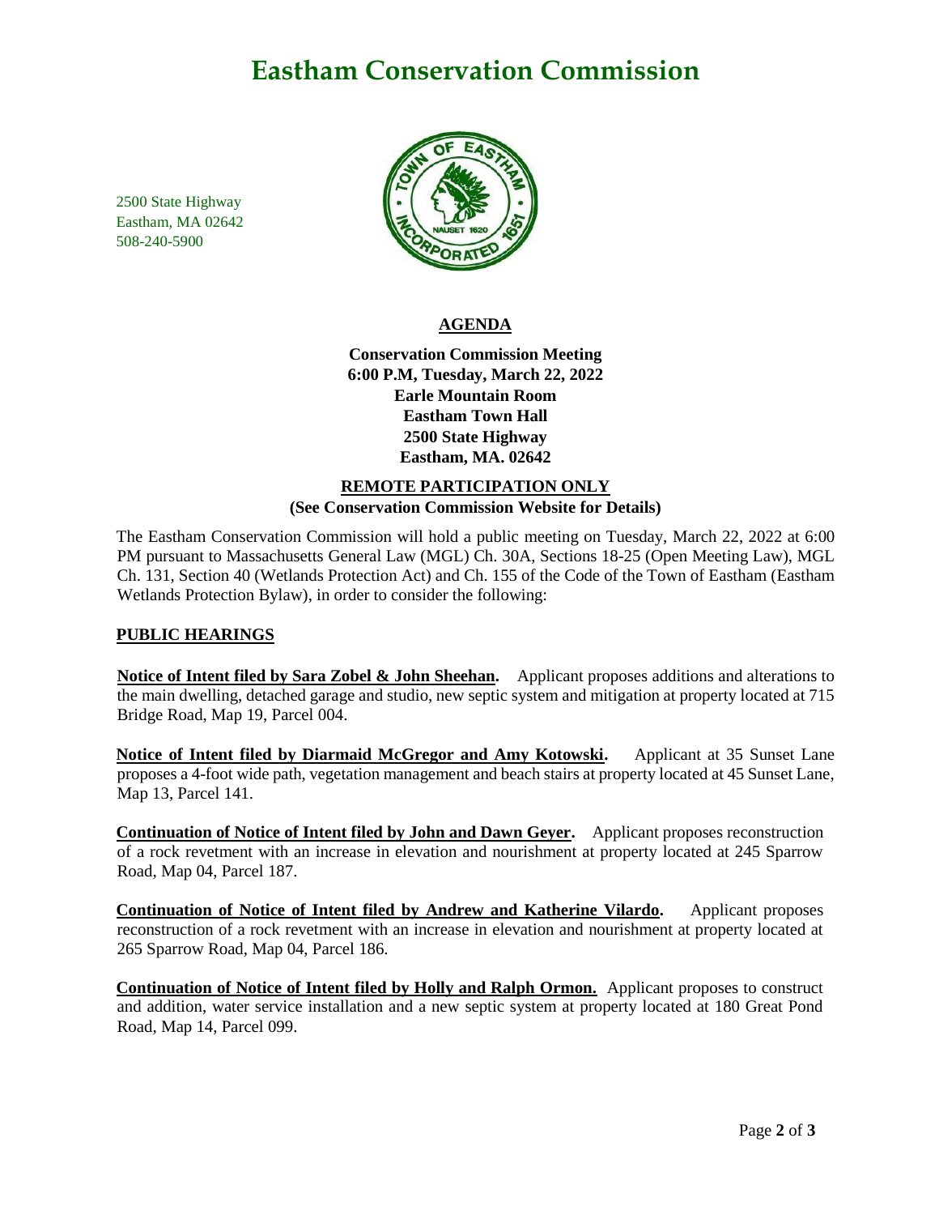# Eastham Conservation Commission

2500 State Highway
Eastham, MA 02642
508-240-5900

## AGENDA

**Conservation Commission Meeting**
**6:00 P.M, Tuesday, March 22, 2022**
**Earle Mountain Room**
**Eastham Town Hall**
**2500 State Highway**
**Eastham, MA. 02642**

**REMOTE PARTICIPATION ONLY**
**(See Conservation Commission Website for Details)**

The Eastham Conservation Commission will hold a public meeting on Tuesday, March 22, 2022 at 6:00 PM pursuant to Massachusetts General Law (MGL) Ch. 30A, Sections 18-25 (Open Meeting Law), MGL Ch. 131, Section 40 (Wetlands Protection Act) and Ch. 155 of the Code of the Town of Eastham (Eastham Wetlands Protection Bylaw), in order to consider the following:

### PUBLIC HEARINGS

**Notice of Intent filed by Sara Zobel & John Sheehan.** Applicant proposes additions and alterations to the main dwelling, detached garage and studio, new septic system and mitigation at property located at 715 Bridge Road, Map 19, Parcel 004.

**Notice of Intent filed by Diarmaid McGregor and Amy Kotowski.** Applicant at 35 Sunset Lane proposes a 4-foot wide path, vegetation management and beach stairs at property located at 45 Sunset Lane, Map 13, Parcel 141.

**Continuation of Notice of Intent filed by John and Dawn Geyer.** Applicant proposes reconstruction of a rock revetment with an increase in elevation and nourishment at property located at 245 Sparrow Road, Map 04, Parcel 187.

**Continuation of Notice of Intent filed by Andrew and Katherine Vilardo.** Applicant proposes reconstruction of a rock revetment with an increase in elevation and nourishment at property located at 265 Sparrow Road, Map 04, Parcel 186.

**Continuation of Notice of Intent filed by Holly and Ralph Ormon.** Applicant proposes to construct and addition, water service installation and a new septic system at property located at 180 Great Pond Road, Map 14, Parcel 099.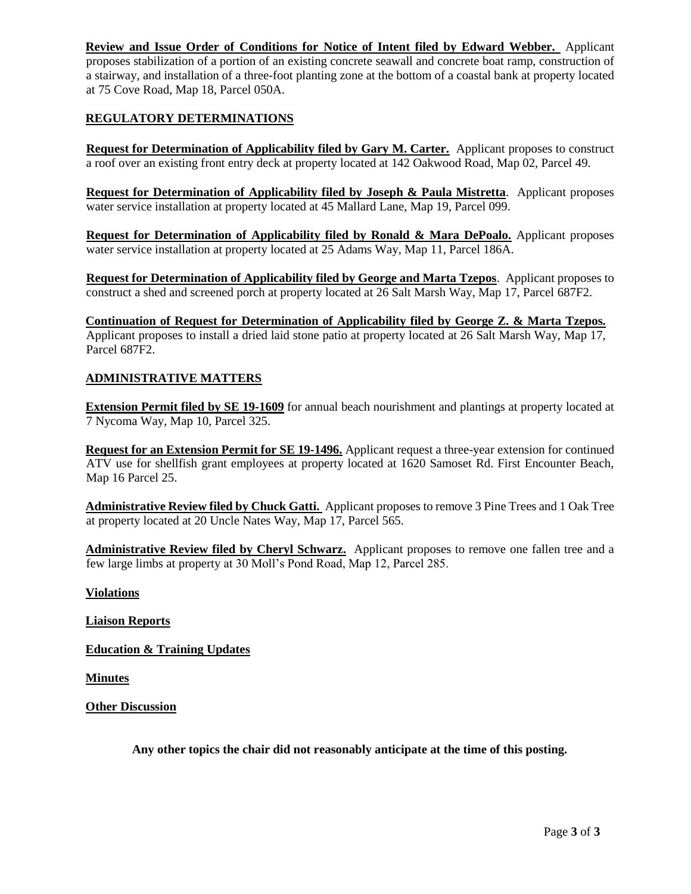**Review and Issue Order of Conditions for Notice of Intent filed by Edward Webber.** Applicant proposes stabilization of a portion of an existing concrete seawall and concrete boat ramp, construction of a stairway, and installation of a three-foot planting zone at the bottom of a coastal bank at property located at 75 Cove Road, Map 18, Parcel 050A.

## REGULATORY DETERMINATIONS

**Request for Determination of Applicability filed by Gary M. Carter.** Applicant proposes to construct a roof over an existing front entry deck at property located at 142 Oakwood Road, Map 02, Parcel 49.

**Request for Determination of Applicability filed by Joseph & Paula Mistretta**. Applicant proposes water service installation at property located at 45 Mallard Lane, Map 19, Parcel 099.

**Request for Determination of Applicability filed by Ronald & Mara DePoalo.** Applicant proposes water service installation at property located at 25 Adams Way, Map 11, Parcel 186A.

**Request for Determination of Applicability filed by George and Marta Tzepos**. Applicant proposes to construct a shed and screened porch at property located at 26 Salt Marsh Way, Map 17, Parcel 687F2.

**Continuation of Request for Determination of Applicability filed by George Z. & Marta Tzepos.** Applicant proposes to install a dried laid stone patio at property located at 26 Salt Marsh Way, Map 17, Parcel 687F2.

## ADMINISTRATIVE MATTERS

**Extension Permit filed by SE 19-1609** for annual beach nourishment and plantings at property located at 7 Nycoma Way, Map 10, Parcel 325.

**Request for an Extension Permit for SE 19-1496.** Applicant request a three-year extension for continued ATV use for shellfish grant employees at property located at 1620 Samoset Rd. First Encounter Beach, Map 16 Parcel 25.

**Administrative Review filed by Chuck Gatti.** Applicant proposes to remove 3 Pine Trees and 1 Oak Tree at property located at 20 Uncle Nates Way, Map 17, Parcel 565.

**Administrative Review filed by Cheryl Schwarz.** Applicant proposes to remove one fallen tree and a few large limbs at property at 30 Moll's Pond Road, Map 12, Parcel 285.

**Violations**

**Liaison Reports**

**Education & Training Updates**

**Minutes**

**Other Discussion**

**Any other topics the chair did not reasonably anticipate at the time of this posting.**